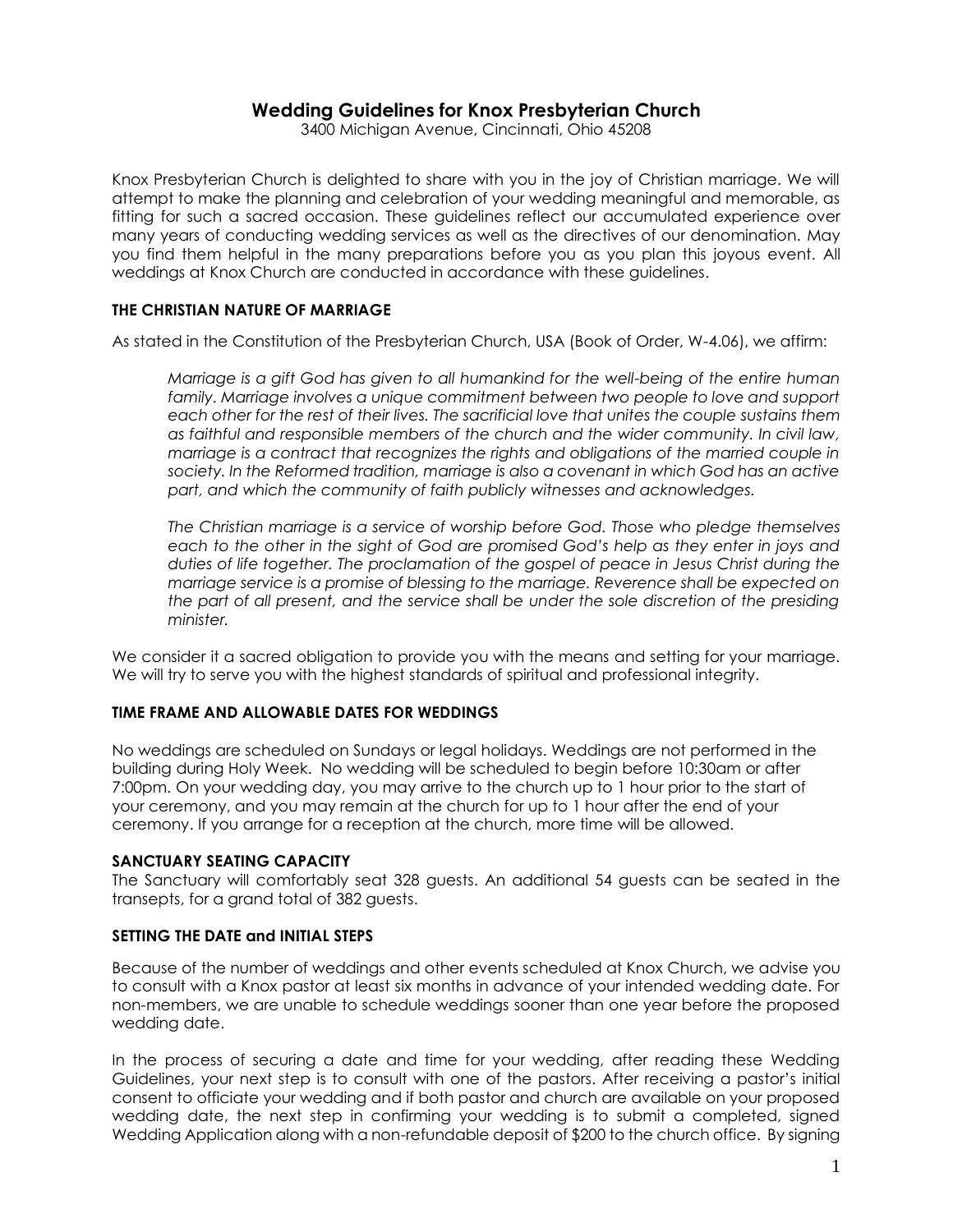# Wedding Guidelines for Knox Presbyterian Church

3400 Michigan Avenue, Cincinnati, Ohio 45208

Knox Presbyterian Church is delighted to share with you in the joy of Christian marriage. We will attempt to make the planning and celebration of your wedding meaningful and memorable, as fitting for such a sacred occasion. These guidelines reflect our accumulated experience over many years of conducting wedding services as well as the directives of our denomination. May you find them helpful in the many preparations before you as you plan this joyous event. All weddings at Knox Church are conducted in accordance with these guidelines.

### THE CHRISTIAN NATURE OF MARRIAGE

As stated in the Constitution of the Presbyterian Church, USA (Book of Order, W-4.06), we affirm:

> *Marriage is a gift God has given to all humankind for the well-being of the entire human family. Marriage involves a unique commitment between two people to love and support each other for the rest of their lives. The sacrificial love that unites the couple sustains them as faithful and responsible members of the church and the wider community. In civil law, marriage is a contract that recognizes the rights and obligations of the married couple in society. In the Reformed tradition, marriage is also a covenant in which God has an active part, and which the community of faith publicly witnesses and acknowledges.*
>
> *The Christian marriage is a service of worship before God. Those who pledge themselves each to the other in the sight of God are promised God's help as they enter in joys and duties of life together. The proclamation of the gospel of peace in Jesus Christ during the marriage service is a promise of blessing to the marriage. Reverence shall be expected on the part of all present, and the service shall be under the sole discretion of the presiding minister.*

We consider it a sacred obligation to provide you with the means and setting for your marriage. We will try to serve you with the highest standards of spiritual and professional integrity.

### TIME FRAME AND ALLOWABLE DATES FOR WEDDINGS

No weddings are scheduled on Sundays or legal holidays. Weddings are not performed in the building during Holy Week. No wedding will be scheduled to begin before 10:30am or after 7:00pm. On your wedding day, you may arrive to the church up to 1 hour prior to the start of your ceremony, and you may remain at the church for up to 1 hour after the end of your ceremony. If you arrange for a reception at the church, more time will be allowed.

### SANCTUARY SEATING CAPACITY

The Sanctuary will comfortably seat 328 guests. An additional 54 guests can be seated in the transepts, for a grand total of 382 guests.

### SETTING THE DATE and INITIAL STEPS

Because of the number of weddings and other events scheduled at Knox Church, we advise you to consult with a Knox pastor at least six months in advance of your intended wedding date. For non-members, we are unable to schedule weddings sooner than one year before the proposed wedding date.

In the process of securing a date and time for your wedding, after reading these Wedding Guidelines, your next step is to consult with one of the pastors. After receiving a pastor's initial consent to officiate your wedding and if both pastor and church are available on your proposed wedding date, the next step in confirming your wedding is to submit a completed, signed Wedding Application along with a non-refundable deposit of $200 to the church office. By signing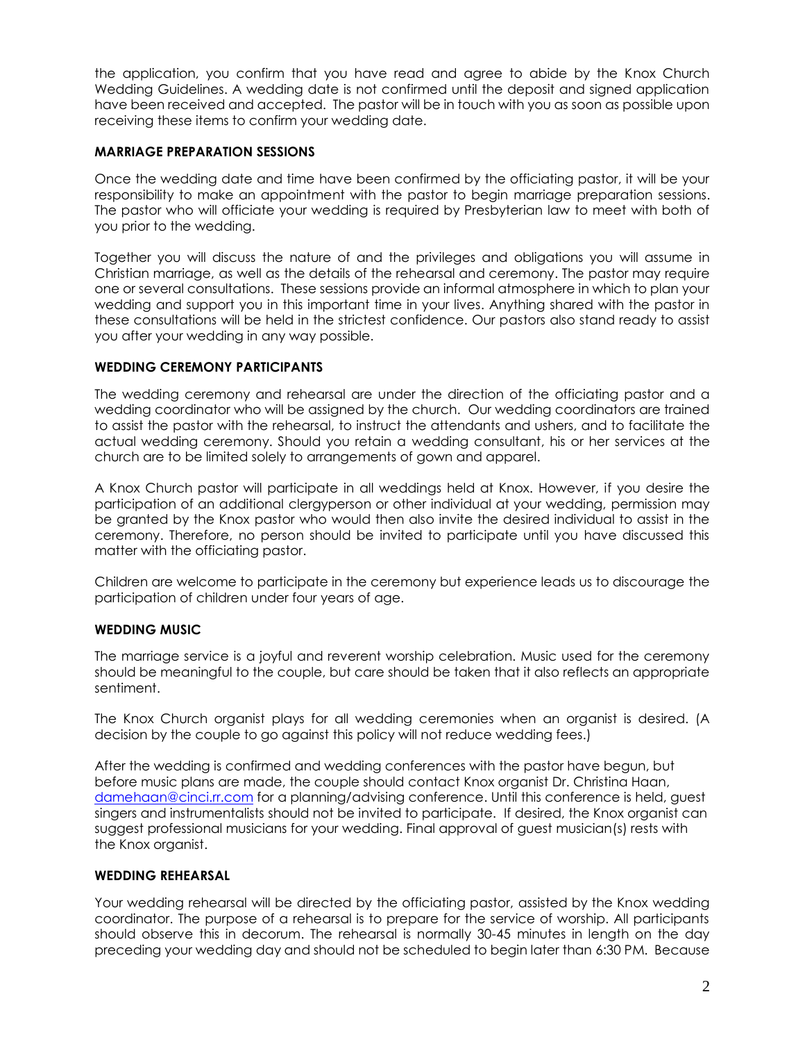the application, you confirm that you have read and agree to abide by the Knox Church Wedding Guidelines. A wedding date is not confirmed until the deposit and signed application have been received and accepted. The pastor will be in touch with you as soon as possible upon receiving these items to confirm your wedding date.

### MARRIAGE PREPARATION SESSIONS

Once the wedding date and time have been confirmed by the officiating pastor, it will be your responsibility to make an appointment with the pastor to begin marriage preparation sessions. The pastor who will officiate your wedding is required by Presbyterian law to meet with both of you prior to the wedding.

Together you will discuss the nature of and the privileges and obligations you will assume in Christian marriage, as well as the details of the rehearsal and ceremony. The pastor may require one or several consultations. These sessions provide an informal atmosphere in which to plan your wedding and support you in this important time in your lives. Anything shared with the pastor in these consultations will be held in the strictest confidence. Our pastors also stand ready to assist you after your wedding in any way possible.

### WEDDING CEREMONY PARTICIPANTS

The wedding ceremony and rehearsal are under the direction of the officiating pastor and a wedding coordinator who will be assigned by the church. Our wedding coordinators are trained to assist the pastor with the rehearsal, to instruct the attendants and ushers, and to facilitate the actual wedding ceremony. Should you retain a wedding consultant, his or her services at the church are to be limited solely to arrangements of gown and apparel.

A Knox Church pastor will participate in all weddings held at Knox. However, if you desire the participation of an additional clergyperson or other individual at your wedding, permission may be granted by the Knox pastor who would then also invite the desired individual to assist in the ceremony. Therefore, no person should be invited to participate until you have discussed this matter with the officiating pastor.

Children are welcome to participate in the ceremony but experience leads us to discourage the participation of children under four years of age.

### WEDDING MUSIC

The marriage service is a joyful and reverent worship celebration. Music used for the ceremony should be meaningful to the couple, but care should be taken that it also reflects an appropriate sentiment.

The Knox Church organist plays for all wedding ceremonies when an organist is desired. (A decision by the couple to go against this policy will not reduce wedding fees.)

After the wedding is confirmed and wedding conferences with the pastor have begun, but before music plans are made, the couple should contact Knox organist Dr. Christina Haan, [damehaan@cinci.rr.com](mailto:damehaan@cinci.rr.com) for a planning/advising conference. Until this conference is held, guest singers and instrumentalists should not be invited to participate. If desired, the Knox organist can suggest professional musicians for your wedding. Final approval of guest musician(s) rests with the Knox organist.

### WEDDING REHEARSAL

Your wedding rehearsal will be directed by the officiating pastor, assisted by the Knox wedding coordinator. The purpose of a rehearsal is to prepare for the service of worship. All participants should observe this in decorum. The rehearsal is normally 30-45 minutes in length on the day preceding your wedding day and should not be scheduled to begin later than 6:30 PM. Because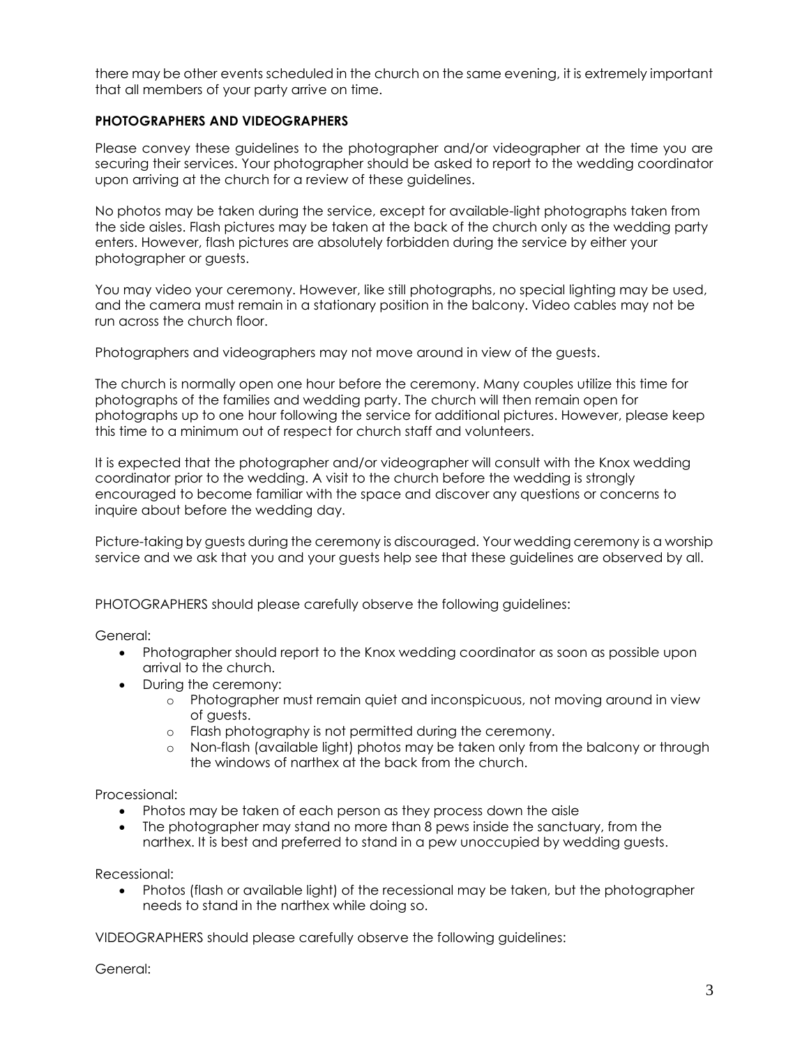there may be other events scheduled in the church on the same evening, it is extremely important that all members of your party arrive on time.

**PHOTOGRAPHERS AND VIDEOGRAPHERS**

Please convey these guidelines to the photographer and/or videographer at the time you are securing their services. Your photographer should be asked to report to the wedding coordinator upon arriving at the church for a review of these guidelines.

No photos may be taken during the service, except for available-light photographs taken from the side aisles. Flash pictures may be taken at the back of the church only as the wedding party enters. However, flash pictures are absolutely forbidden during the service by either your photographer or guests.

You may video your ceremony. However, like still photographs, no special lighting may be used, and the camera must remain in a stationary position in the balcony. Video cables may not be run across the church floor.

Photographers and videographers may not move around in view of the guests.

The church is normally open one hour before the ceremony. Many couples utilize this time for photographs of the families and wedding party. The church will then remain open for photographs up to one hour following the service for additional pictures. However, please keep this time to a minimum out of respect for church staff and volunteers.

It is expected that the photographer and/or videographer will consult with the Knox wedding coordinator prior to the wedding. A visit to the church before the wedding is strongly encouraged to become familiar with the space and discover any questions or concerns to inquire about before the wedding day.

Picture-taking by guests during the ceremony is discouraged. Your wedding ceremony is a worship service and we ask that you and your guests help see that these guidelines are observed by all.

PHOTOGRAPHERS should please carefully observe the following guidelines:

General:

- Photographer should report to the Knox wedding coordinator as soon as possible upon arrival to the church.
- During the ceremony:
  - Photographer must remain quiet and inconspicuous, not moving around in view of guests.
  - Flash photography is not permitted during the ceremony.
  - Non-flash (available light) photos may be taken only from the balcony or through the windows of narthex at the back from the church.

Processional:

- Photos may be taken of each person as they process down the aisle
- The photographer may stand no more than 8 pews inside the sanctuary, from the narthex. It is best and preferred to stand in a pew unoccupied by wedding guests.

Recessional:

- Photos (flash or available light) of the recessional may be taken, but the photographer needs to stand in the narthex while doing so.

VIDEOGRAPHERS should please carefully observe the following guidelines:

General: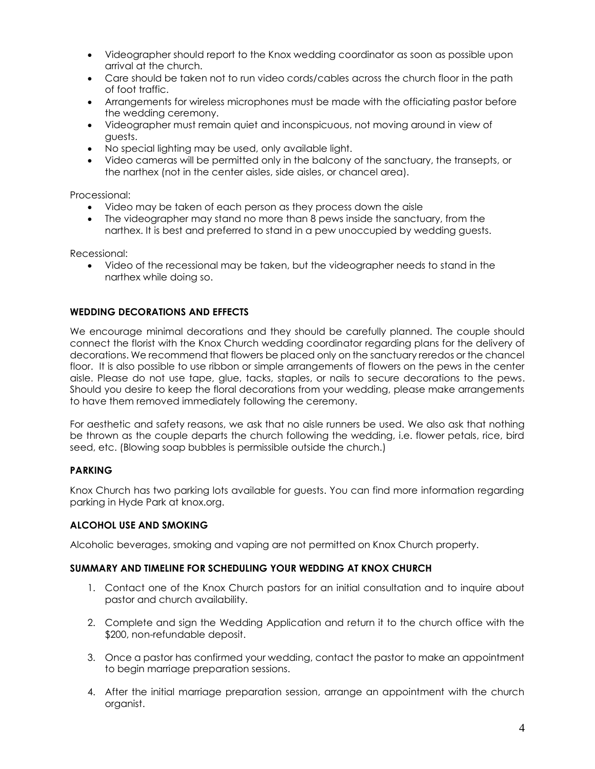- Videographer should report to the Knox wedding coordinator as soon as possible upon arrival at the church.
- Care should be taken not to run video cords/cables across the church floor in the path of foot traffic.
- Arrangements for wireless microphones must be made with the officiating pastor before the wedding ceremony.
- Videographer must remain quiet and inconspicuous, not moving around in view of guests.
- No special lighting may be used, only available light.
- Video cameras will be permitted only in the balcony of the sanctuary, the transepts, or the narthex (not in the center aisles, side aisles, or chancel area).

Processional:

- Video may be taken of each person as they process down the aisle
- The videographer may stand no more than 8 pews inside the sanctuary, from the narthex. It is best and preferred to stand in a pew unoccupied by wedding guests.

Recessional:

- Video of the recessional may be taken, but the videographer needs to stand in the narthex while doing so.

### WEDDING DECORATIONS AND EFFECTS

We encourage minimal decorations and they should be carefully planned. The couple should connect the florist with the Knox Church wedding coordinator regarding plans for the delivery of decorations. We recommend that flowers be placed only on the sanctuary reredos or the chancel floor. It is also possible to use ribbon or simple arrangements of flowers on the pews in the center aisle. Please do not use tape, glue, tacks, staples, or nails to secure decorations to the pews. Should you desire to keep the floral decorations from your wedding, please make arrangements to have them removed immediately following the ceremony.

For aesthetic and safety reasons, we ask that no aisle runners be used. We also ask that nothing be thrown as the couple departs the church following the wedding, i.e. flower petals, rice, bird seed, etc. (Blowing soap bubbles is permissible outside the church.)

### PARKING

Knox Church has two parking lots available for guests. You can find more information regarding parking in Hyde Park at knox.org.

### ALCOHOL USE AND SMOKING

Alcoholic beverages, smoking and vaping are not permitted on Knox Church property.

### SUMMARY AND TIMELINE FOR SCHEDULING YOUR WEDDING AT KNOX CHURCH

1. Contact one of the Knox Church pastors for an initial consultation and to inquire about pastor and church availability.

2. Complete and sign the Wedding Application and return it to the church office with the $200, non-refundable deposit.

3. Once a pastor has confirmed your wedding, contact the pastor to make an appointment to begin marriage preparation sessions.

4. After the initial marriage preparation session, arrange an appointment with the church organist.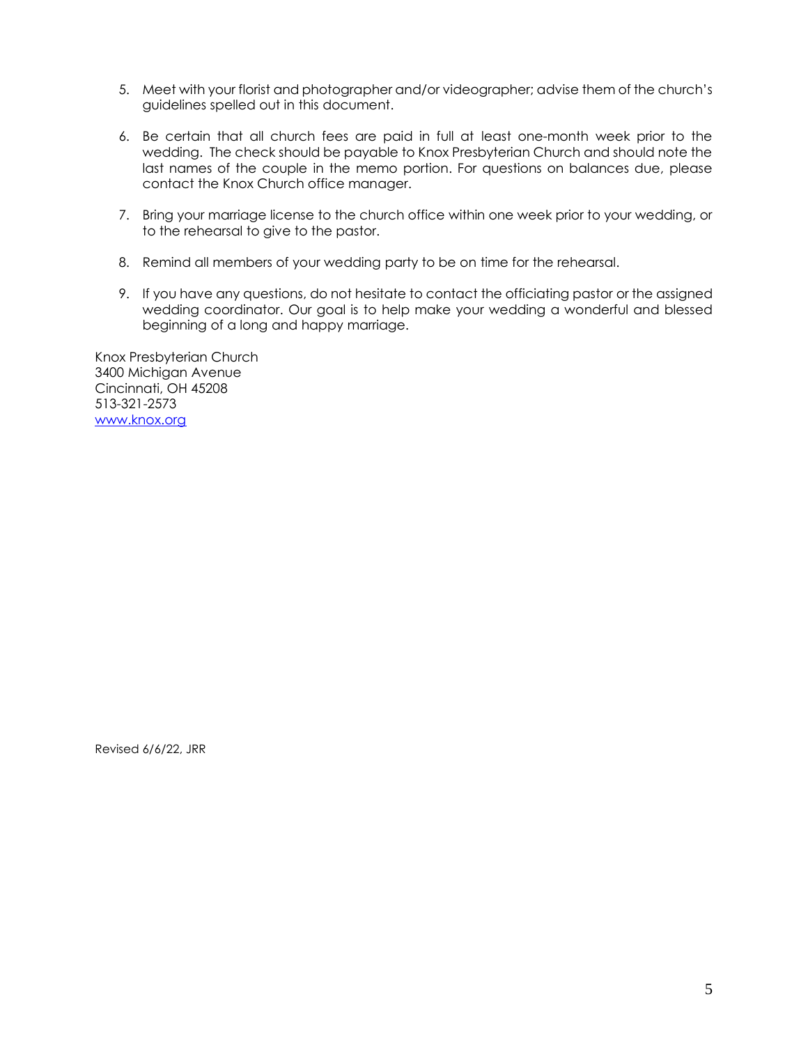5. Meet with your florist and photographer and/or videographer; advise them of the church's guidelines spelled out in this document.

6. Be certain that all church fees are paid in full at least one-month week prior to the wedding. The check should be payable to Knox Presbyterian Church and should note the last names of the couple in the memo portion. For questions on balances due, please contact the Knox Church office manager.

7. Bring your marriage license to the church office within one week prior to your wedding, or to the rehearsal to give to the pastor.

8. Remind all members of your wedding party to be on time for the rehearsal.

9. If you have any questions, do not hesitate to contact the officiating pastor or the assigned wedding coordinator. Our goal is to help make your wedding a wonderful and blessed beginning of a long and happy marriage.

Knox Presbyterian Church
3400 Michigan Avenue
Cincinnati, OH 45208
513-321-2573
[www.knox.org](http://www.knox.org)

Revised 6/6/22, JRR